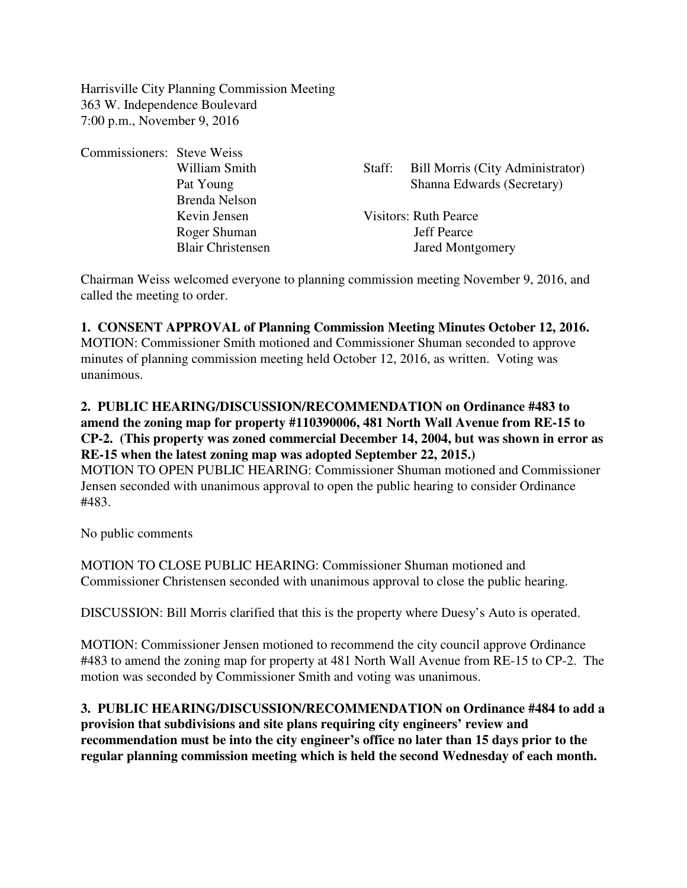Harrisville City Planning Commission Meeting
363 W. Independence Boulevard
7:00 p.m., November 9, 2016

Commissioners: Steve Weiss
William Smith
Pat Young
Brenda Nelson
Kevin Jensen
Roger Shuman
Blair Christensen

Staff: Bill Morris (City Administrator)
Shanna Edwards (Secretary)

Visitors: Ruth Pearce
Jeff Pearce
Jared Montgomery

Chairman Weiss welcomed everyone to planning commission meeting November 9, 2016, and called the meeting to order.

**1. CONSENT APPROVAL of Planning Commission Meeting Minutes October 12, 2016.**
MOTION: Commissioner Smith motioned and Commissioner Shuman seconded to approve minutes of planning commission meeting held October 12, 2016, as written. Voting was unanimous.

**2. PUBLIC HEARING/DISCUSSION/RECOMMENDATION on Ordinance #483 to amend the zoning map for property #110390006, 481 North Wall Avenue from RE-15 to CP-2. (This property was zoned commercial December 14, 2004, but was shown in error as RE-15 when the latest zoning map was adopted September 22, 2015.)**
MOTION TO OPEN PUBLIC HEARING: Commissioner Shuman motioned and Commissioner Jensen seconded with unanimous approval to open the public hearing to consider Ordinance #483.

No public comments

MOTION TO CLOSE PUBLIC HEARING: Commissioner Shuman motioned and Commissioner Christensen seconded with unanimous approval to close the public hearing.

DISCUSSION: Bill Morris clarified that this is the property where Duesy's Auto is operated.

MOTION: Commissioner Jensen motioned to recommend the city council approve Ordinance #483 to amend the zoning map for property at 481 North Wall Avenue from RE-15 to CP-2. The motion was seconded by Commissioner Smith and voting was unanimous.

**3. PUBLIC HEARING/DISCUSSION/RECOMMENDATION on Ordinance #484 to add a provision that subdivisions and site plans requiring city engineers' review and recommendation must be into the city engineer's office no later than 15 days prior to the regular planning commission meeting which is held the second Wednesday of each month.**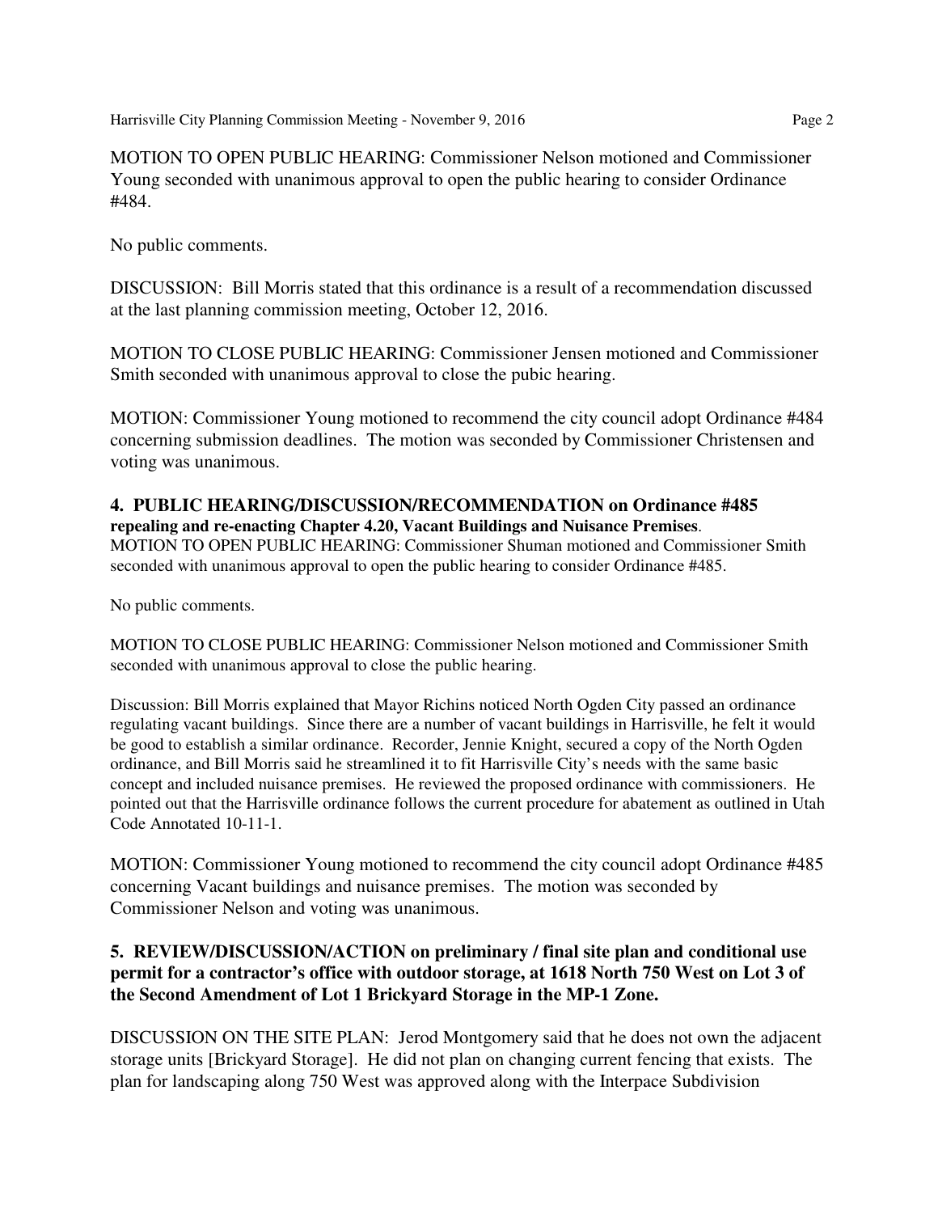MOTION TO OPEN PUBLIC HEARING: Commissioner Nelson motioned and Commissioner Young seconded with unanimous approval to open the public hearing to consider Ordinance #484.

No public comments.

DISCUSSION: Bill Morris stated that this ordinance is a result of a recommendation discussed at the last planning commission meeting, October 12, 2016.

MOTION TO CLOSE PUBLIC HEARING: Commissioner Jensen motioned and Commissioner Smith seconded with unanimous approval to close the pubic hearing.

MOTION: Commissioner Young motioned to recommend the city council adopt Ordinance #484 concerning submission deadlines. The motion was seconded by Commissioner Christensen and voting was unanimous.

**4. PUBLIC HEARING/DISCUSSION/RECOMMENDATION on Ordinance #485 repealing and re-enacting Chapter 4.20, Vacant Buildings and Nuisance Premises**.

MOTION TO OPEN PUBLIC HEARING: Commissioner Shuman motioned and Commissioner Smith seconded with unanimous approval to open the public hearing to consider Ordinance #485.

No public comments.

MOTION TO CLOSE PUBLIC HEARING: Commissioner Nelson motioned and Commissioner Smith seconded with unanimous approval to close the public hearing.

Discussion: Bill Morris explained that Mayor Richins noticed North Ogden City passed an ordinance regulating vacant buildings. Since there are a number of vacant buildings in Harrisville, he felt it would be good to establish a similar ordinance. Recorder, Jennie Knight, secured a copy of the North Ogden ordinance, and Bill Morris said he streamlined it to fit Harrisville City's needs with the same basic concept and included nuisance premises. He reviewed the proposed ordinance with commissioners. He pointed out that the Harrisville ordinance follows the current procedure for abatement as outlined in Utah Code Annotated 10-11-1.

MOTION: Commissioner Young motioned to recommend the city council adopt Ordinance #485 concerning Vacant buildings and nuisance premises. The motion was seconded by Commissioner Nelson and voting was unanimous.

**5. REVIEW/DISCUSSION/ACTION on preliminary / final site plan and conditional use permit for a contractor's office with outdoor storage, at 1618 North 750 West on Lot 3 of the Second Amendment of Lot 1 Brickyard Storage in the MP-1 Zone.**

DISCUSSION ON THE SITE PLAN: Jerod Montgomery said that he does not own the adjacent storage units [Brickyard Storage]. He did not plan on changing current fencing that exists. The plan for landscaping along 750 West was approved along with the Interpace Subdivision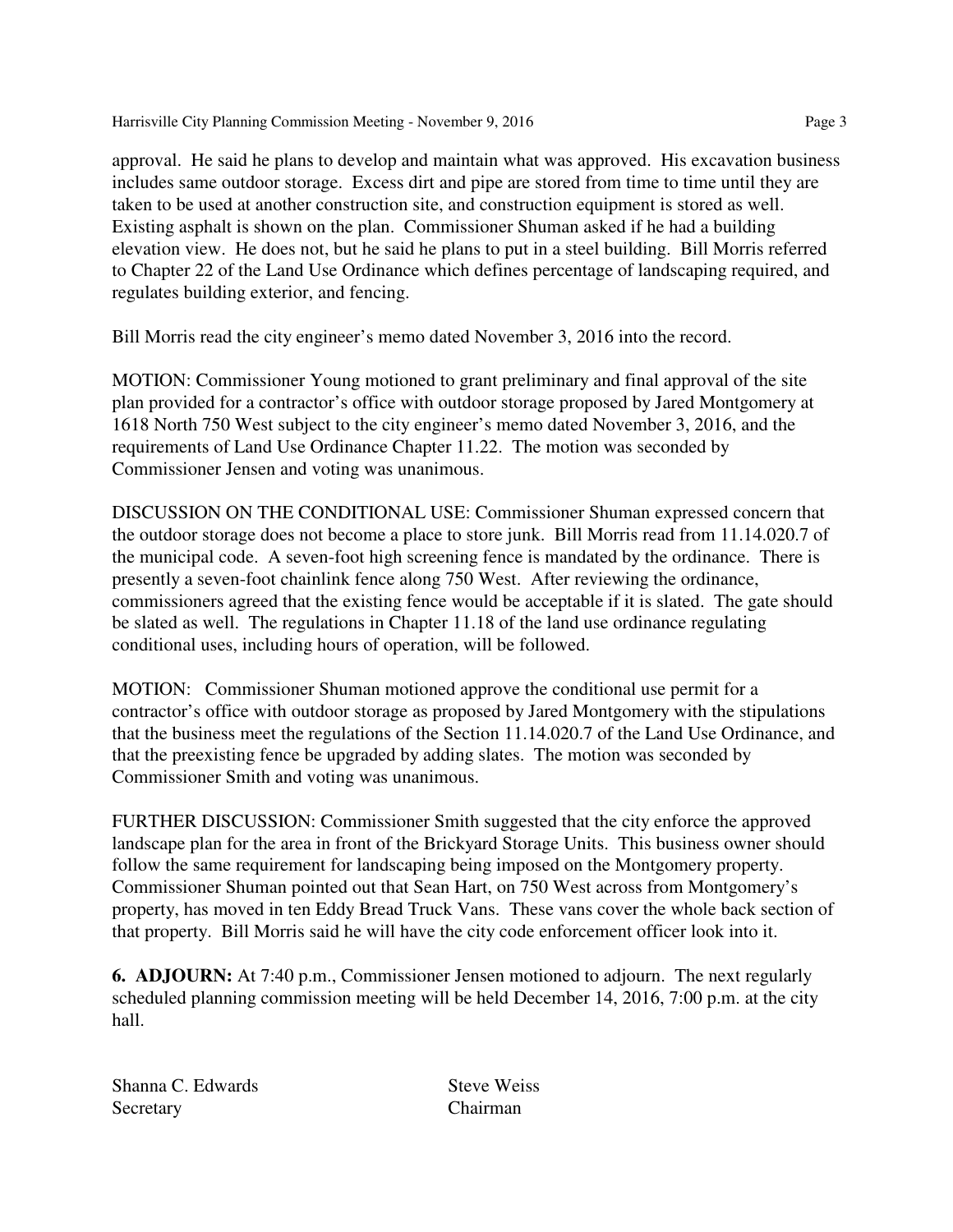approval. He said he plans to develop and maintain what was approved. His excavation business includes same outdoor storage. Excess dirt and pipe are stored from time to time until they are taken to be used at another construction site, and construction equipment is stored as well. Existing asphalt is shown on the plan. Commissioner Shuman asked if he had a building elevation view. He does not, but he said he plans to put in a steel building. Bill Morris referred to Chapter 22 of the Land Use Ordinance which defines percentage of landscaping required, and regulates building exterior, and fencing.

Bill Morris read the city engineer's memo dated November 3, 2016 into the record.

MOTION: Commissioner Young motioned to grant preliminary and final approval of the site plan provided for a contractor's office with outdoor storage proposed by Jared Montgomery at 1618 North 750 West subject to the city engineer's memo dated November 3, 2016, and the requirements of Land Use Ordinance Chapter 11.22. The motion was seconded by Commissioner Jensen and voting was unanimous.

DISCUSSION ON THE CONDITIONAL USE: Commissioner Shuman expressed concern that the outdoor storage does not become a place to store junk. Bill Morris read from 11.14.020.7 of the municipal code. A seven-foot high screening fence is mandated by the ordinance. There is presently a seven-foot chainlink fence along 750 West. After reviewing the ordinance, commissioners agreed that the existing fence would be acceptable if it is slated. The gate should be slated as well. The regulations in Chapter 11.18 of the land use ordinance regulating conditional uses, including hours of operation, will be followed.

MOTION: Commissioner Shuman motioned approve the conditional use permit for a contractor's office with outdoor storage as proposed by Jared Montgomery with the stipulations that the business meet the regulations of the Section 11.14.020.7 of the Land Use Ordinance, and that the preexisting fence be upgraded by adding slates. The motion was seconded by Commissioner Smith and voting was unanimous.

FURTHER DISCUSSION: Commissioner Smith suggested that the city enforce the approved landscape plan for the area in front of the Brickyard Storage Units. This business owner should follow the same requirement for landscaping being imposed on the Montgomery property. Commissioner Shuman pointed out that Sean Hart, on 750 West across from Montgomery's property, has moved in ten Eddy Bread Truck Vans. These vans cover the whole back section of that property. Bill Morris said he will have the city code enforcement officer look into it.

**6. ADJOURN:** At 7:40 p.m., Commissioner Jensen motioned to adjourn. The next regularly scheduled planning commission meeting will be held December 14, 2016, 7:00 p.m. at the city hall.

Shanna C. Edwards
Secretary

Steve Weiss
Chairman